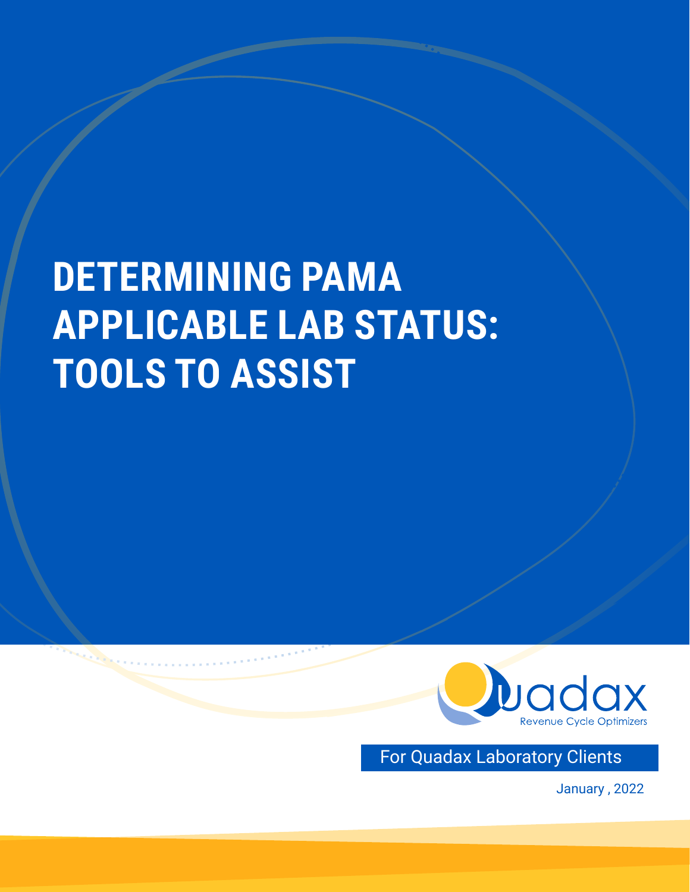# DETERMINING PAMA APPLICABLE LAB STATUS: TOOLS TO ASSIST

Quadax

Revenue Cycle Optimizers

For Quadax Laboratory Clients

January , 2022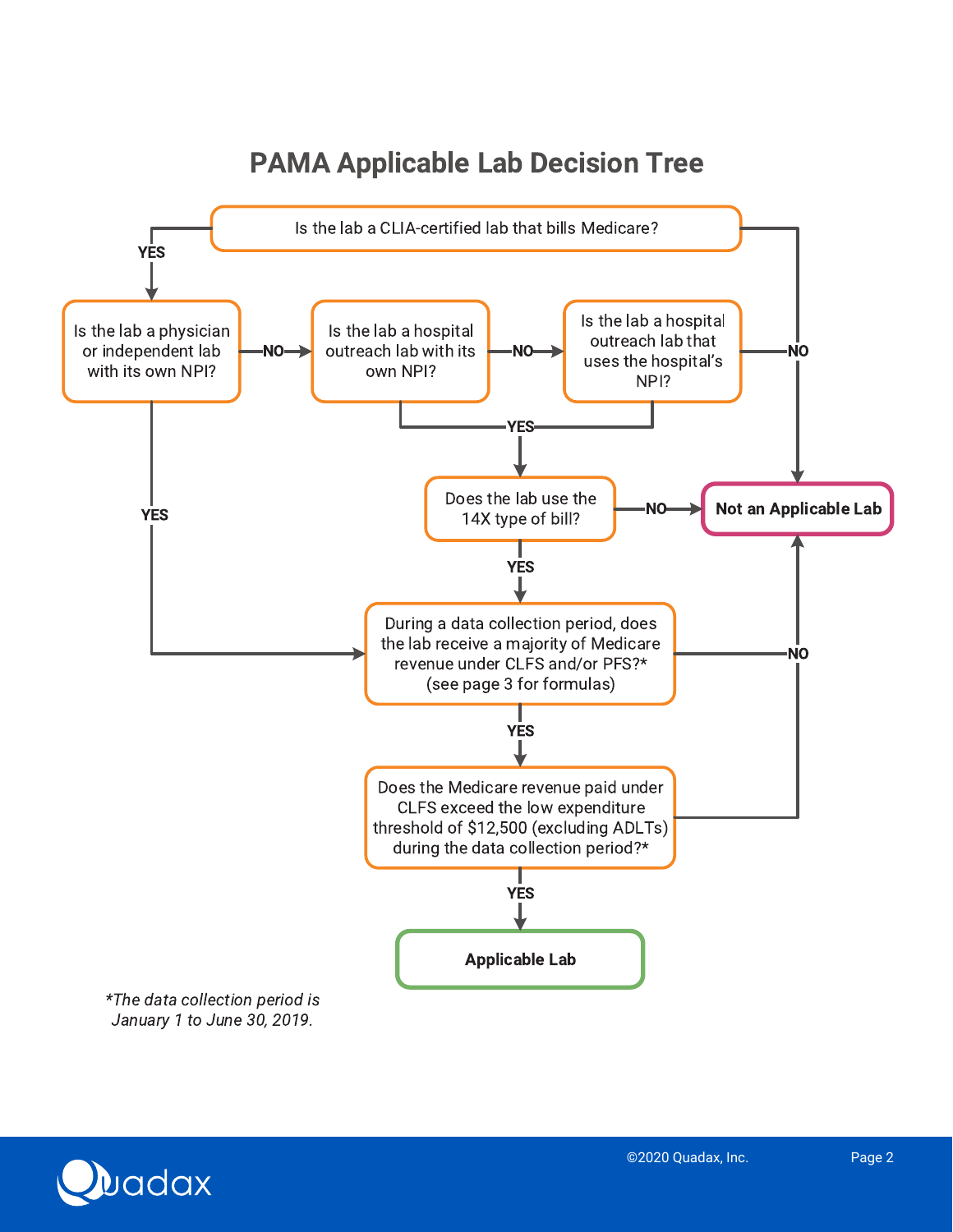# PAMA Applicable Lab Decision Tree

- Is the lab a CLIA-certified lab that bills Medicare?
  - **NO** → **Not an Applicable Lab**
  - **YES** → Is the lab a physician or independent lab with its own NPI?
    - **YES** → During a data collection period, does the lab receive a majority of Medicare revenue under CLFS and/or PFS?* (see page 3 for formulas)
    - **NO** → Is the lab a hospital outreach lab with its own NPI?
      - **YES** → Does the lab use the 14X type of bill?
      - **NO** → Is the lab a hospital outreach lab that uses the hospital's NPI?
        - **YES** → Does the lab use the 14X type of bill?
        - **NO** → **Not an Applicable Lab**
- Does the lab use the 14X type of bill?
  - **NO** → **Not an Applicable Lab**
  - **YES** → During a data collection period, does the lab receive a majority of Medicare revenue under CLFS and/or PFS?* (see page 3 for formulas)
- During a data collection period, does the lab receive a majority of Medicare revenue under CLFS and/or PFS?* (see page 3 for formulas)
  - **NO** → **Not an Applicable Lab**
  - **YES** → Does the Medicare revenue paid under CLFS exceed the low expenditure threshold of $12,500 (excluding ADLTs) during the data collection period?*
- Does the Medicare revenue paid under CLFS exceed the low expenditure threshold of $12,500 (excluding ADLTs) during the data collection period?*
  - **NO** → **Not an Applicable Lab**
  - **YES** → **Applicable Lab**

*\*The data collection period is January 1 to June 30, 2019.*

©2020 Quadax, Inc.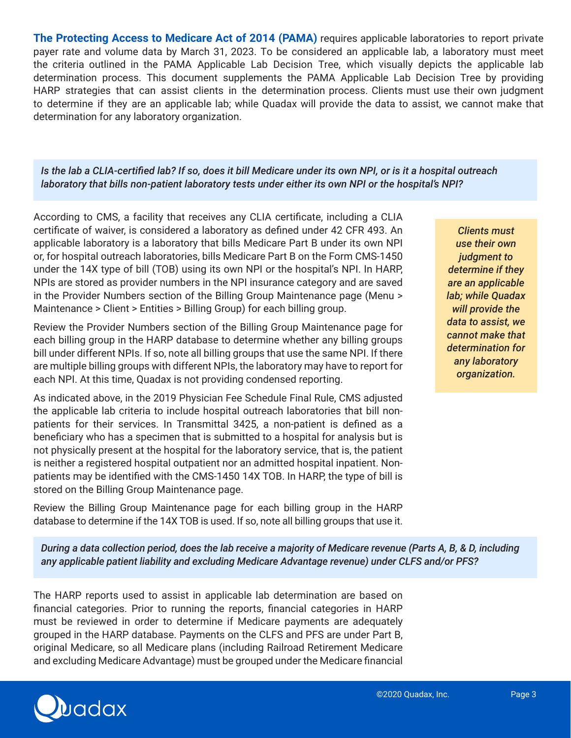**The Protecting Access to Medicare Act of 2014 (PAMA)** requires applicable laboratories to report private payer rate and volume data by March 31, 2023. To be considered an applicable lab, a laboratory must meet the criteria outlined in the PAMA Applicable Lab Decision Tree, which visually depicts the applicable lab determination process. This document supplements the PAMA Applicable Lab Decision Tree by providing HARP strategies that can assist clients in the determination process. Clients must use their own judgment to determine if they are an applicable lab; while Quadax will provide the data to assist, we cannot make that determination for any laboratory organization.

***Is the lab a CLIA-certified lab? If so, does it bill Medicare under its own NPI, or is it a hospital outreach laboratory that bills non-patient laboratory tests under either its own NPI or the hospital's NPI?***

According to CMS, a facility that receives any CLIA certificate, including a CLIA certificate of waiver, is considered a laboratory as defined under 42 CFR 493. An applicable laboratory is a laboratory that bills Medicare Part B under its own NPI or, for hospital outreach laboratories, bills Medicare Part B on the Form CMS-1450 under the 14X type of bill (TOB) using its own NPI or the hospital's NPI. In HARP, NPIs are stored as provider numbers in the NPI insurance category and are saved in the Provider Numbers section of the Billing Group Maintenance page (Menu > Maintenance > Client > Entities > Billing Group) for each billing group.

Review the Provider Numbers section of the Billing Group Maintenance page for each billing group in the HARP database to determine whether any billing groups bill under different NPIs. If so, note all billing groups that use the same NPI. If there are multiple billing groups with different NPIs, the laboratory may have to report for each NPI. At this time, Quadax is not providing condensed reporting.

As indicated above, in the 2019 Physician Fee Schedule Final Rule, CMS adjusted the applicable lab criteria to include hospital outreach laboratories that bill non-patients for their services. In Transmittal 3425, a non-patient is defined as a beneficiary who has a specimen that is submitted to a hospital for analysis but is not physically present at the hospital for the laboratory service, that is, the patient is neither a registered hospital outpatient nor an admitted hospital inpatient. Non-patients may be identified with the CMS-1450 14X TOB. In HARP, the type of bill is stored on the Billing Group Maintenance page.

Review the Billing Group Maintenance page for each billing group in the HARP database to determine if the 14X TOB is used. If so, note all billing groups that use it.

***Clients must use their own judgment to determine if they are an applicable lab; while Quadax will provide the data to assist, we cannot make that determination for any laboratory organization.***

***During a data collection period, does the lab receive a majority of Medicare revenue (Parts A, B, & D, including any applicable patient liability and excluding Medicare Advantage revenue) under CLFS and/or PFS?***

The HARP reports used to assist in applicable lab determination are based on financial categories. Prior to running the reports, financial categories in HARP must be reviewed in order to determine if Medicare payments are adequately grouped in the HARP database. Payments on the CLFS and PFS are under Part B, original Medicare, so all Medicare plans (including Railroad Retirement Medicare and excluding Medicare Advantage) must be grouped under the Medicare financial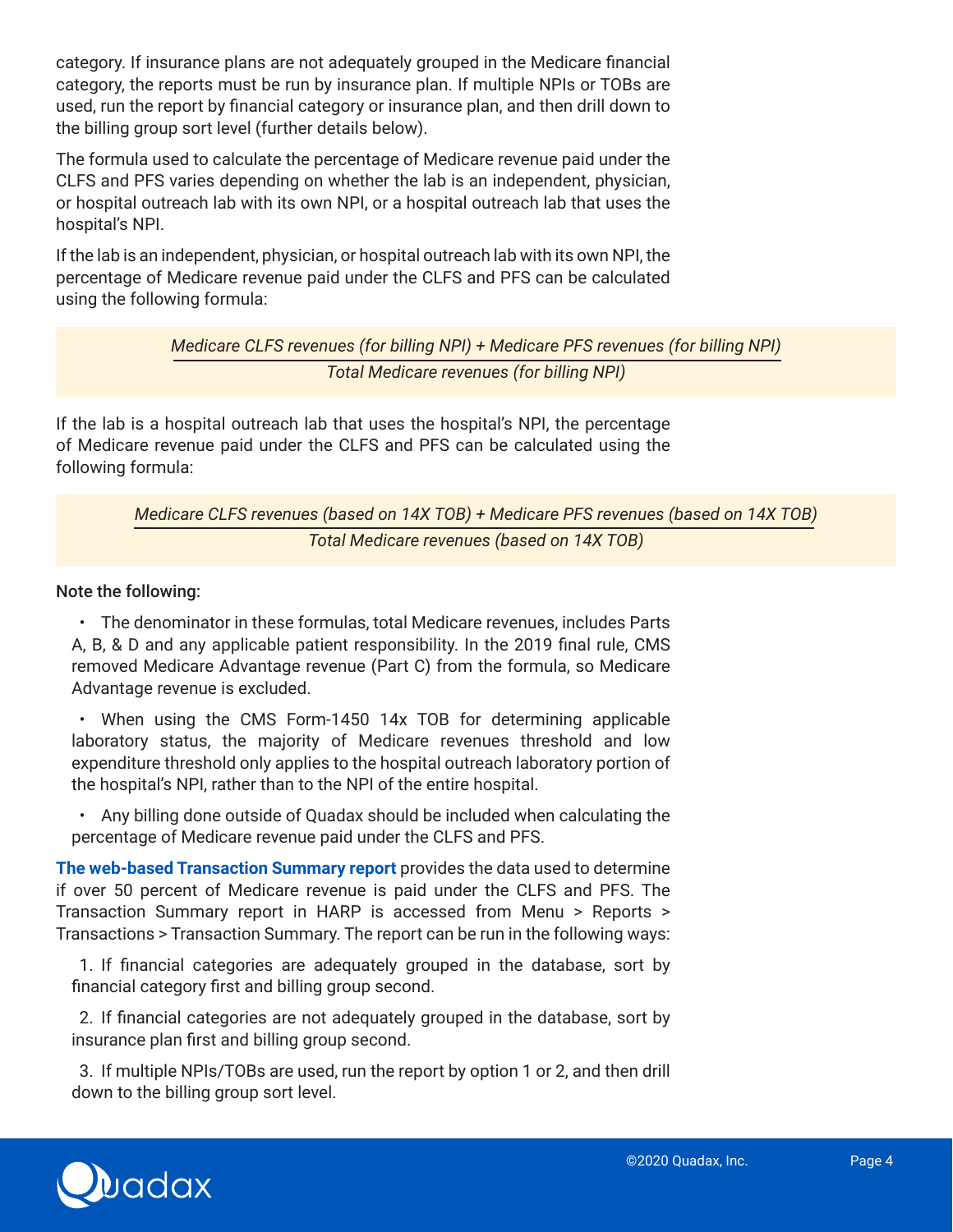category. If insurance plans are not adequately grouped in the Medicare financial category, the reports must be run by insurance plan. If multiple NPIs or TOBs are used, run the report by financial category or insurance plan, and then drill down to the billing group sort level (further details below).

The formula used to calculate the percentage of Medicare revenue paid under the CLFS and PFS varies depending on whether the lab is an independent, physician, or hospital outreach lab with its own NPI, or a hospital outreach lab that uses the hospital's NPI.

If the lab is an independent, physician, or hospital outreach lab with its own NPI, the percentage of Medicare revenue paid under the CLFS and PFS can be calculated using the following formula:

$$\frac{\textit{Medicare CLFS revenues (for billing NPI) + Medicare PFS revenues (for billing NPI)}}{\textit{Total Medicare revenues (for billing NPI)}}$$

If the lab is a hospital outreach lab that uses the hospital's NPI, the percentage of Medicare revenue paid under the CLFS and PFS can be calculated using the following formula:

$$\frac{\textit{Medicare CLFS revenues (based on 14X TOB) + Medicare PFS revenues (based on 14X TOB)}}{\textit{Total Medicare revenues (based on 14X TOB)}}$$

Note the following:

- The denominator in these formulas, total Medicare revenues, includes Parts A, B, & D and any applicable patient responsibility. In the 2019 final rule, CMS removed Medicare Advantage revenue (Part C) from the formula, so Medicare Advantage revenue is excluded.
- When using the CMS Form-1450 14x TOB for determining applicable laboratory status, the majority of Medicare revenues threshold and low expenditure threshold only applies to the hospital outreach laboratory portion of the hospital's NPI, rather than to the NPI of the entire hospital.
- Any billing done outside of Quadax should be included when calculating the percentage of Medicare revenue paid under the CLFS and PFS.

**The web-based Transaction Summary report** provides the data used to determine if over 50 percent of Medicare revenue is paid under the CLFS and PFS. The Transaction Summary report in HARP is accessed from Menu > Reports > Transactions > Transaction Summary. The report can be run in the following ways:

1. If financial categories are adequately grouped in the database, sort by financial category first and billing group second.
2. If financial categories are not adequately grouped in the database, sort by insurance plan first and billing group second.
3. If multiple NPIs/TOBs are used, run the report by option 1 or 2, and then drill down to the billing group sort level.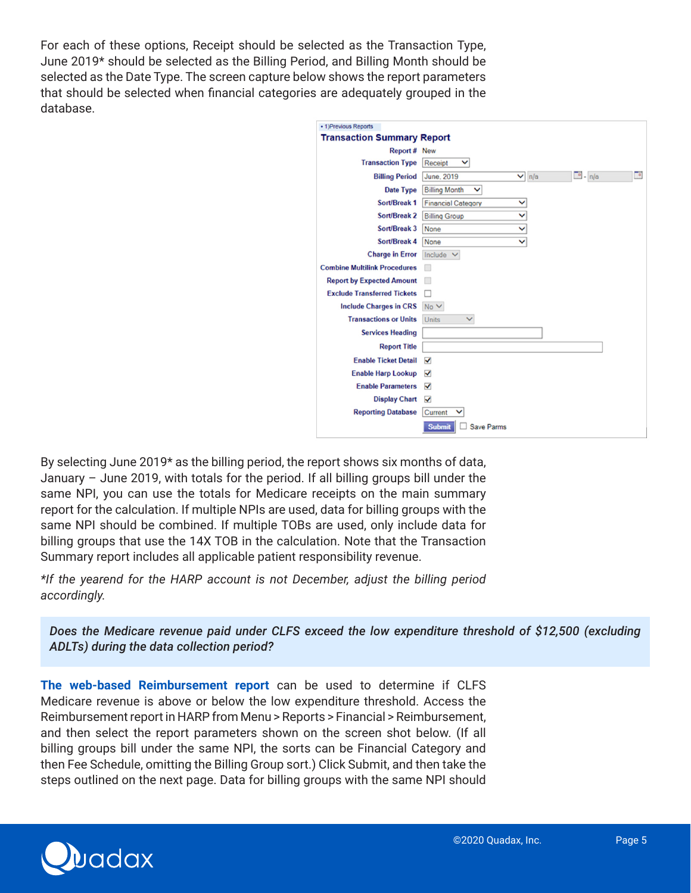For each of these options, Receipt should be selected as the Transaction Type, June 2019* should be selected as the Billing Period, and Billing Month should be selected as the Date Type. The screen capture below shows the report parameters that should be selected when financial categories are adequately grouped in the database.

• 1)Previous Reports

**Transaction Summary Report**

| Parameter | Value |
|---|---|
| Report # | New |
| Transaction Type | Receipt |
| Billing Period | June, 2019 / n/a - n/a |
| Date Type | Billing Month |
| Sort/Break 1 | Financial Category |
| Sort/Break 2 | Billing Group |
| Sort/Break 3 | None |
| Sort/Break 4 | None |
| Charge in Error | Include |
| Combine Multilink Procedures | ☐ |
| Report by Expected Amount | ☐ |
| Exclude Transferred Tickets | ☐ |
| Include Charges in CRS | No |
| Transactions or Units | Units |
| Services Heading | |
| Report Title | |
| Enable Ticket Detail | ☑ |
| Enable Harp Lookup | ☑ |
| Enable Parameters | ☑ |
| Display Chart | ☑ |
| Reporting Database | Current |

Submit ☐ Save Parms

By selecting June 2019* as the billing period, the report shows six months of data, January – June 2019, with totals for the period. If all billing groups bill under the same NPI, you can use the totals for Medicare receipts on the main summary report for the calculation. If multiple NPIs are used, data for billing groups with the same NPI should be combined. If multiple TOBs are used, only include data for billing groups that use the 14X TOB in the calculation. Note that the Transaction Summary report includes all applicable patient responsibility revenue.

*\*If the yearend for the HARP account is not December, adjust the billing period accordingly.*

***Does the Medicare revenue paid under CLFS exceed the low expenditure threshold of $12,500 (excluding ADLTs) during the data collection period?***

**The web-based Reimbursement report** can be used to determine if CLFS Medicare revenue is above or below the low expenditure threshold. Access the Reimbursement report in HARP from Menu > Reports > Financial > Reimbursement, and then select the report parameters shown on the screen shot below. (If all billing groups bill under the same NPI, the sorts can be Financial Category and then Fee Schedule, omitting the Billing Group sort.) Click Submit, and then take the steps outlined on the next page. Data for billing groups with the same NPI should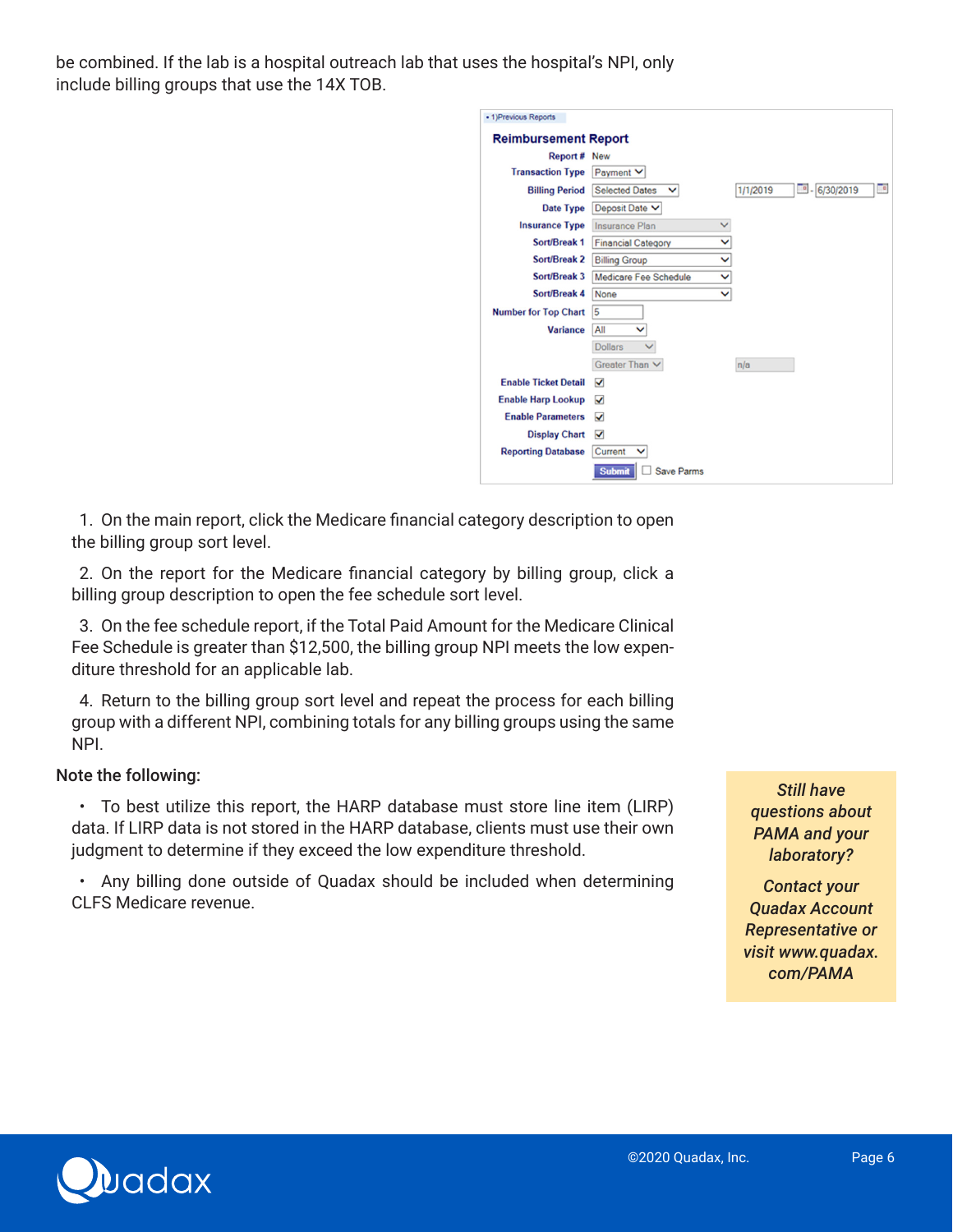be combined. If the lab is a hospital outreach lab that uses the hospital's NPI, only include billing groups that use the 14X TOB.

1)Previous Reports

**Reimbursement Report**

Report # New
Transaction Type Payment
Billing Period Selected Dates 1/1/2019 - 6/30/2019
Date Type Deposit Date
Insurance Type Insurance Plan
Sort/Break 1 Financial Category
Sort/Break 2 Billing Group
Sort/Break 3 Medicare Fee Schedule
Sort/Break 4 None
Number for Top Chart 5
Variance All
Dollars
Greater Than n/a
Enable Ticket Detail
Enable Harp Lookup
Enable Parameters
Display Chart
Reporting Database Current
Submit Save Parms

1. On the main report, click the Medicare financial category description to open the billing group sort level.

2. On the report for the Medicare financial category by billing group, click a billing group description to open the fee schedule sort level.

3. On the fee schedule report, if the Total Paid Amount for the Medicare Clinical Fee Schedule is greater than $12,500, the billing group NPI meets the low expenditure threshold for an applicable lab.

4. Return to the billing group sort level and repeat the process for each billing group with a different NPI, combining totals for any billing groups using the same NPI.

Note the following:

- To best utilize this report, the HARP database must store line item (LIRP) data. If LIRP data is not stored in the HARP database, clients must use their own judgment to determine if they exceed the low expenditure threshold.
- Any billing done outside of Quadax should be included when determining CLFS Medicare revenue.

*Still have questions about PAMA and your laboratory?*

*Contact your Quadax Account Representative or visit www.quadax.com/PAMA*

©2020 Quadax, Inc.